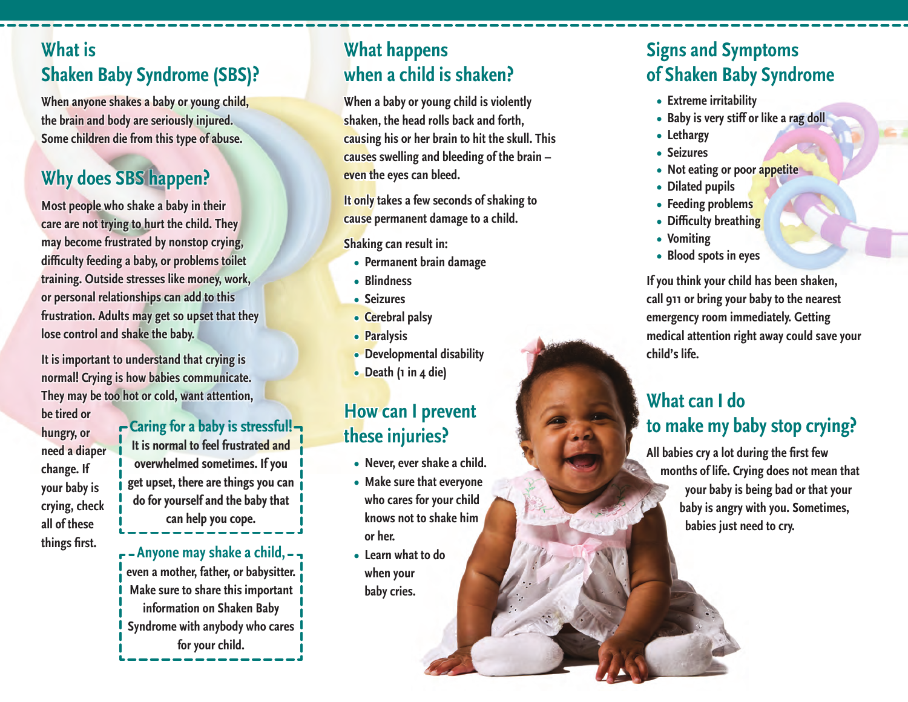## What is Shaken Baby Syndrome (SBS)?

When anyone shakes a baby or young child, the brain and body are seriously injured. Some children die from this type of abuse.

## Why does SBS happen?

Most people who shake a baby in their care are not trying to hurt the child. They may become frustrated by nonstop crying, difficulty feeding a baby, or problems toilet training. Outside stresses like money, work, or personal relationships can add to this frustration. Adults may get so upset that they lose control and shake the baby.

It is important to understand that crying is normal! Crying is how babies communicate. They may be too hot or cold, want attention, be tired or hungry, or need a diaper change. If your baby is crying, check all of these things first.

**Caring for a baby is stressful!**
It is normal to feel frustrated and overwhelmed sometimes. If you get upset, there are things you can do for yourself and the baby that can help you cope.

**Anyone may shake a child,**
even a mother, father, or babysitter. Make sure to share this important information on Shaken Baby Syndrome with anybody who cares for your child.

## What happens when a child is shaken?

When a baby or young child is violently shaken, the head rolls back and forth, causing his or her brain to hit the skull. This causes swelling and bleeding of the brain – even the eyes can bleed.

It only takes a few seconds of shaking to cause permanent damage to a child.

Shaking can result in:

- Permanent brain damage
- Blindness
- Seizures
- Cerebral palsy
- Paralysis
- Developmental disability
- Death (1 in 4 die)

## How can I prevent these injuries?

- Never, ever shake a child.
- Make sure that everyone who cares for your child knows not to shake him or her.
- Learn what to do when your baby cries.

## Signs and Symptoms of Shaken Baby Syndrome

- Extreme irritability
- Baby is very stiff or like a rag doll
- Lethargy
- Seizures
- Not eating or poor appetite
- Dilated pupils
- Feeding problems
- Difficulty breathing
- Vomiting
- Blood spots in eyes

If you think your child has been shaken, call 911 or bring your baby to the nearest emergency room immediately. Getting medical attention right away could save your child's life.

## What can I do to make my baby stop crying?

All babies cry a lot during the first few months of life. Crying does not mean that your baby is being bad or that your baby is angry with you. Sometimes, babies just need to cry.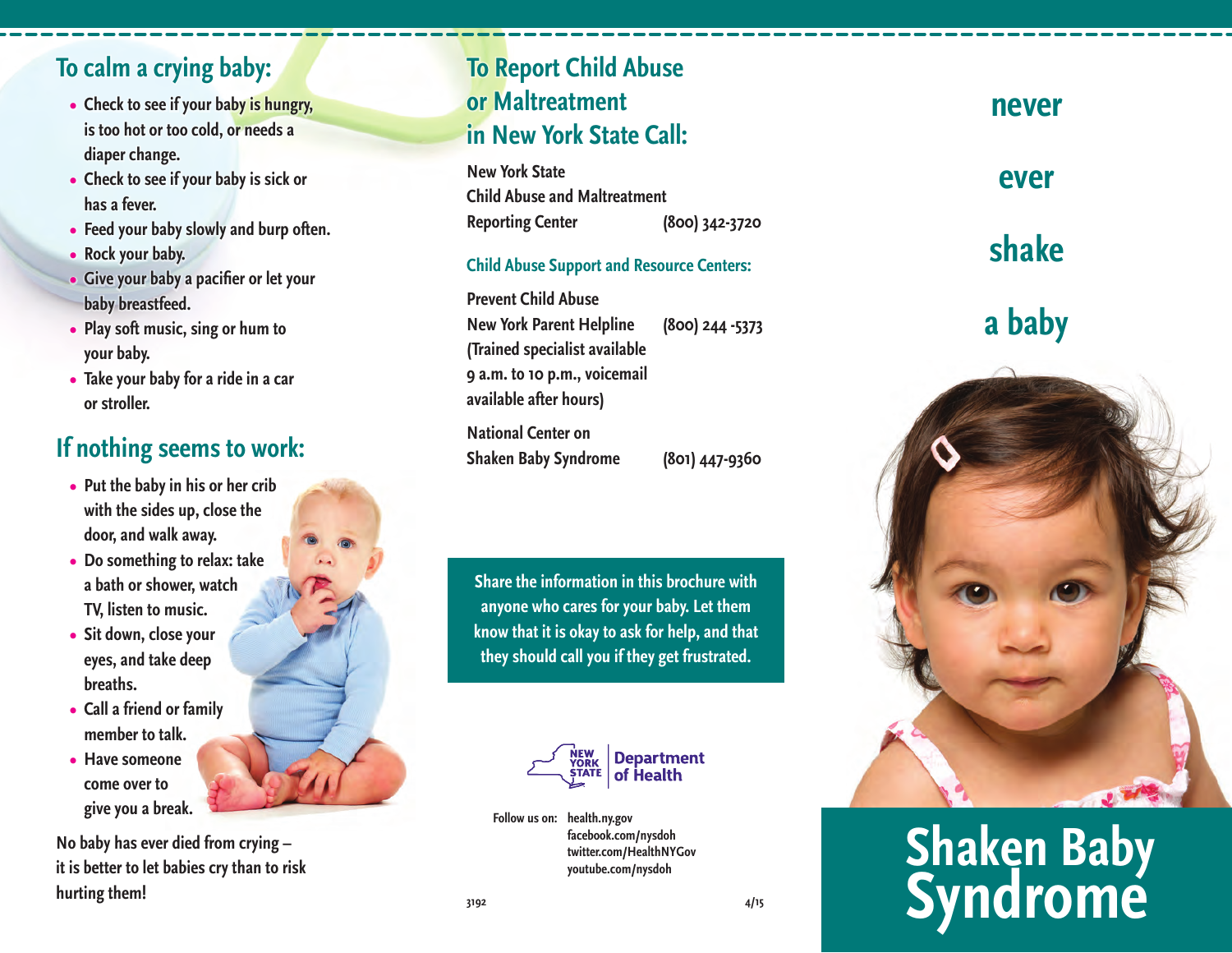## To calm a crying baby:

- Check to see if your baby is hungry, is too hot or too cold, or needs a diaper change.
- Check to see if your baby is sick or has a fever.
- Feed your baby slowly and burp often.
- Rock your baby.
- Give your baby a pacifier or let your baby breastfeed.
- Play soft music, sing or hum to your baby.
- Take your baby for a ride in a car or stroller.

## If nothing seems to work:

- Put the baby in his or her crib with the sides up, close the door, and walk away.
- Do something to relax: take a bath or shower, watch TV, listen to music.
- Sit down, close your eyes, and take deep breaths.
- Call a friend or family member to talk.
- Have someone come over to give you a break.

No baby has ever died from crying – it is better to let babies cry than to risk hurting them!

## To Report Child Abuse or Maltreatment in New York State Call:

New York State Child Abuse and Maltreatment Reporting Center (800) 342-3720

### Child Abuse Support and Resource Centers:

Prevent Child Abuse New York Parent Helpline (800) 244 -5373
(Trained specialist available 9 a.m. to 10 p.m., voicemail available after hours)

National Center on Shaken Baby Syndrome (801) 447-9360

**Share the information in this brochure with anyone who cares for your baby. Let them know that it is okay to ask for help, and that they should call you if they get frustrated.**

New York State Department of Health

Follow us on:
health.ny.gov
facebook.com/nysdoh
twitter.com/HealthNYGov
youtube.com/nysdoh

3192 4/15

never

ever

shake

a baby

# Shaken Baby Syndrome